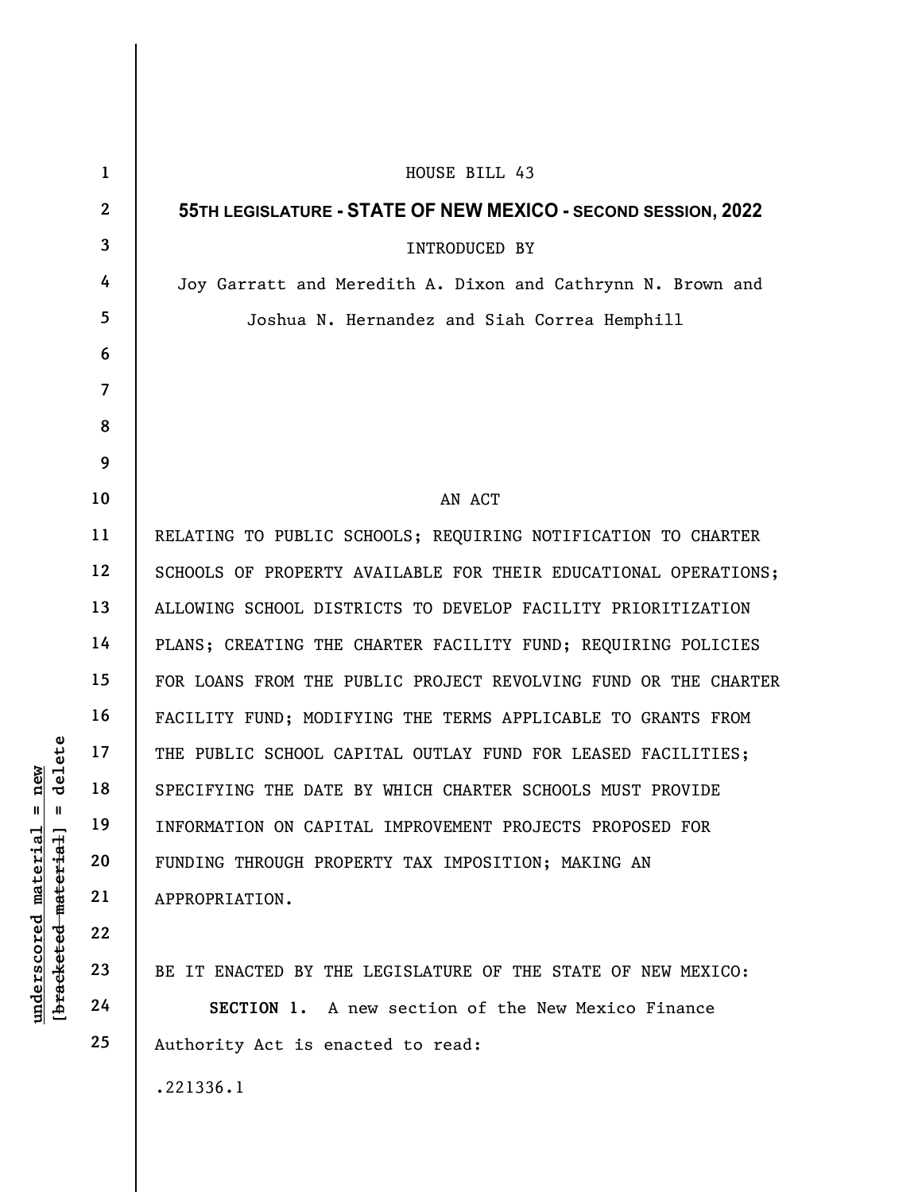HOUSE BILL 43

**55TH LEGISLATURE - STATE OF NEW MEXICO - SECOND SESSION, 2022**

INTRODUCED BY

Joy Garratt and Meredith A. Dixon and Cathrynn N. Brown and Joshua N. Hernandez and Siah Correa Hemphill

AN ACT

RELATING TO PUBLIC SCHOOLS; REQUIRING NOTIFICATION TO CHARTER SCHOOLS OF PROPERTY AVAILABLE FOR THEIR EDUCATIONAL OPERATIONS; ALLOWING SCHOOL DISTRICTS TO DEVELOP FACILITY PRIORITIZATION PLANS; CREATING THE CHARTER FACILITY FUND; REQUIRING POLICIES FOR LOANS FROM THE PUBLIC PROJECT REVOLVING FUND OR THE CHARTER FACILITY FUND; MODIFYING THE TERMS APPLICABLE TO GRANTS FROM THE PUBLIC SCHOOL CAPITAL OUTLAY FUND FOR LEASED FACILITIES; SPECIFYING THE DATE BY WHICH CHARTER SCHOOLS MUST PROVIDE INFORMATION ON CAPITAL IMPROVEMENT PROJECTS PROPOSED FOR FUNDING THROUGH PROPERTY TAX IMPOSITION; MAKING AN APPROPRIATION.

BE IT ENACTED BY THE LEGISLATURE OF THE STATE OF NEW MEXICO:

**SECTION 1.** A new section of the New Mexico Finance Authority Act is enacted to read:

.221336.1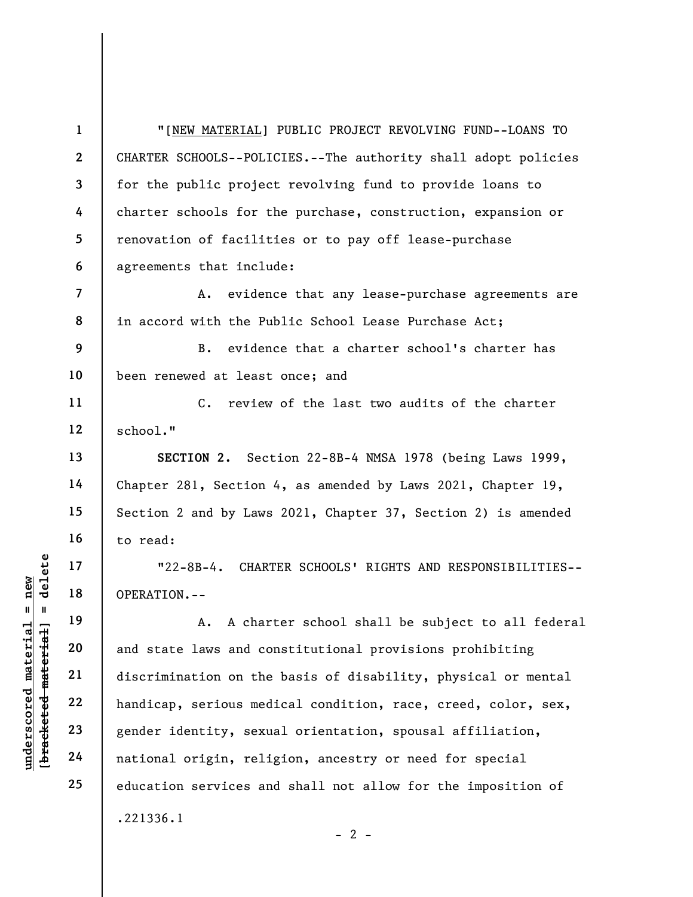"[NEW MATERIAL] PUBLIC PROJECT REVOLVING FUND--LOANS TO CHARTER SCHOOLS--POLICIES.--The authority shall adopt policies for the public project revolving fund to provide loans to charter schools for the purchase, construction, expansion or renovation of facilities or to pay off lease-purchase agreements that include:

A. evidence that any lease-purchase agreements are in accord with the Public School Lease Purchase Act;

B. evidence that a charter school's charter has been renewed at least once; and

C. review of the last two audits of the charter school."

**SECTION 2.** Section 22-8B-4 NMSA 1978 (being Laws 1999, Chapter 281, Section 4, as amended by Laws 2021, Chapter 19, Section 2 and by Laws 2021, Chapter 37, Section 2) is amended to read:

"22-8B-4. CHARTER SCHOOLS' RIGHTS AND RESPONSIBILITIES--OPERATION.--

A. A charter school shall be subject to all federal and state laws and constitutional provisions prohibiting discrimination on the basis of disability, physical or mental handicap, serious medical condition, race, creed, color, sex, gender identity, sexual orientation, spousal affiliation, national origin, religion, ancestry or need for special education services and shall not allow for the imposition of

.221336.1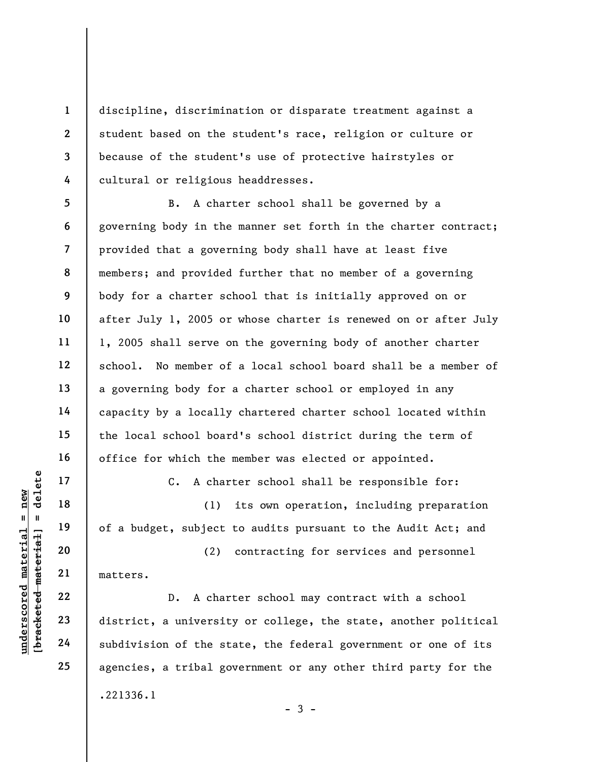discipline, discrimination or disparate treatment against a student based on the student's race, religion or culture or because of the student's use of protective hairstyles or cultural or religious headdresses.

B. A charter school shall be governed by a governing body in the manner set forth in the charter contract; provided that a governing body shall have at least five members; and provided further that no member of a governing body for a charter school that is initially approved on or after July 1, 2005 or whose charter is renewed on or after July 1, 2005 shall serve on the governing body of another charter school. No member of a local school board shall be a member of a governing body for a charter school or employed in any capacity by a locally chartered charter school located within the local school board's school district during the term of office for which the member was elected or appointed.

C. A charter school shall be responsible for:

(1) its own operation, including preparation of a budget, subject to audits pursuant to the Audit Act; and

(2) contracting for services and personnel matters.

D. A charter school may contract with a school district, a university or college, the state, another political subdivision of the state, the federal government or one of its agencies, a tribal government or any other third party for the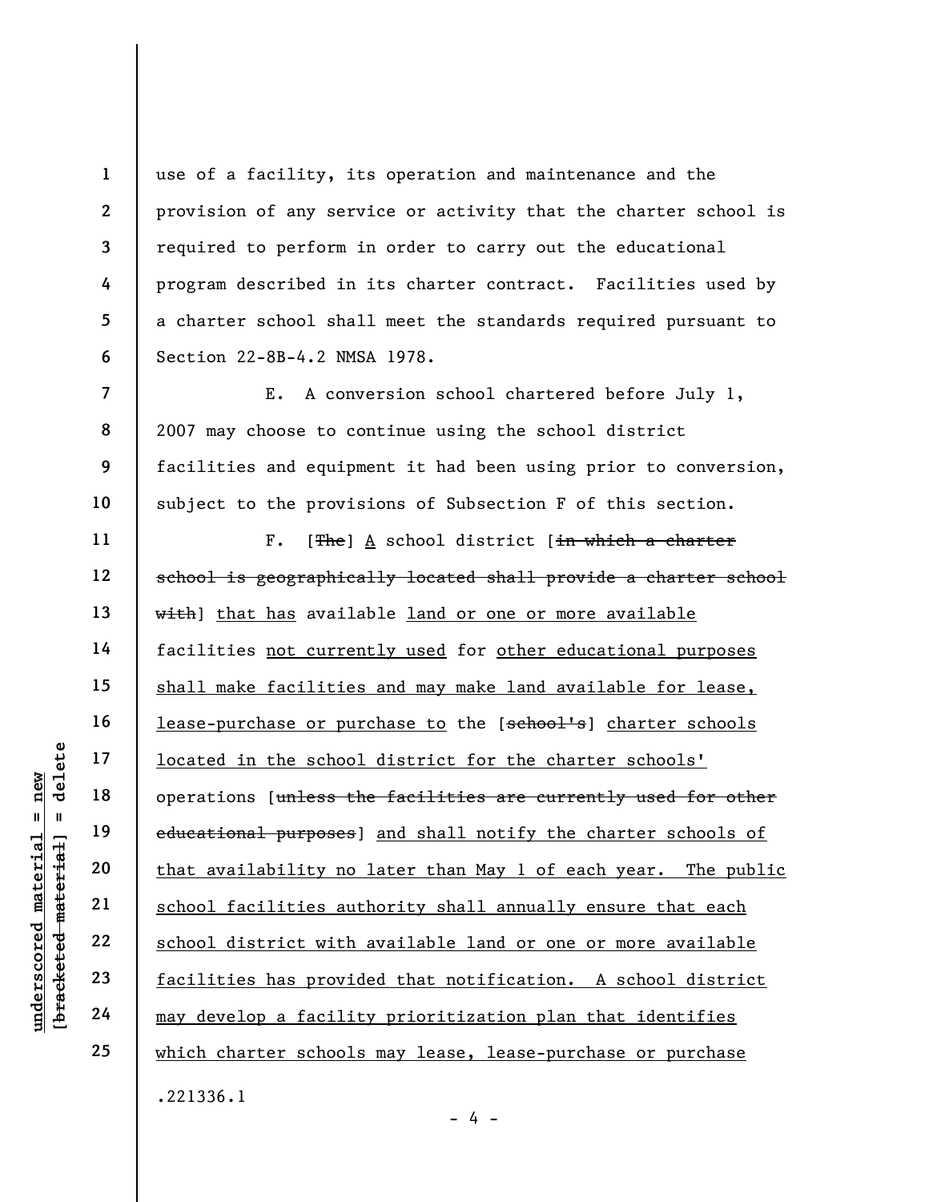use of a facility, its operation and maintenance and the provision of any service or activity that the charter school is required to perform in order to carry out the educational program described in its charter contract. Facilities used by a charter school shall meet the standards required pursuant to Section 22-8B-4.2 NMSA 1978.

E. A conversion school chartered before July 1, 2007 may choose to continue using the school district facilities and equipment it had been using prior to conversion, subject to the provisions of Subsection F of this section.

F. [~~The~~] A school district [~~in which a charter school is geographically located shall provide a charter school with~~] that has available land or one or more available facilities not currently used for other educational purposes shall make facilities and may make land available for lease, lease-purchase or purchase to the [~~school's~~] charter schools located in the school district for the charter schools' operations [~~unless the facilities are currently used for other educational purposes~~] and shall notify the charter schools of that availability no later than May 1 of each year. The public school facilities authority shall annually ensure that each school district with available land or one or more available facilities has provided that notification. A school district may develop a facility prioritization plan that identifies which charter schools may lease, lease-purchase or purchase

.221336.1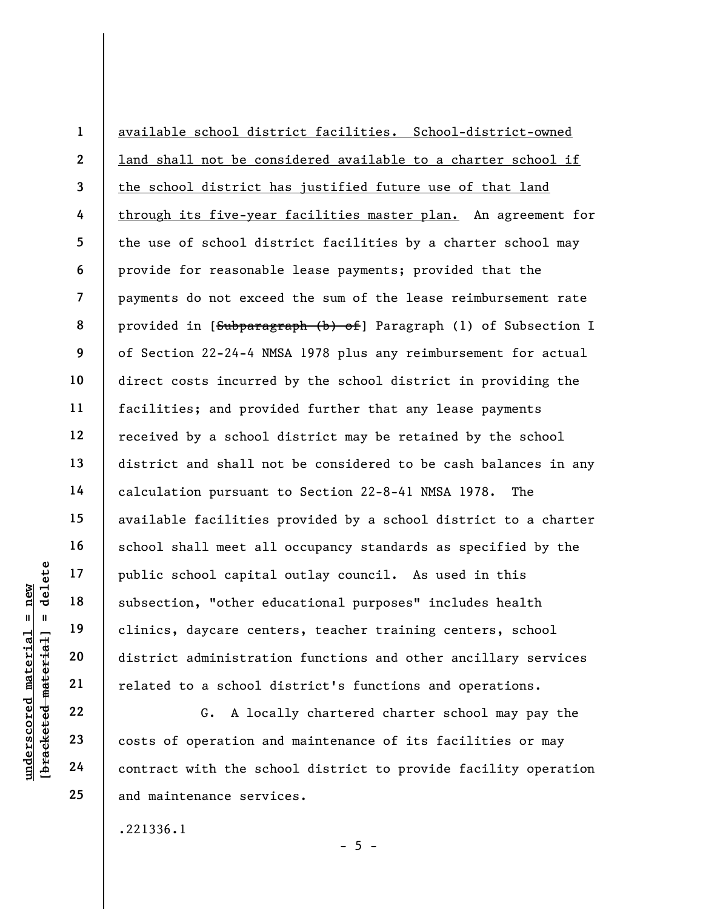available school district facilities. School-district-owned land shall not be considered available to a charter school if the school district has justified future use of that land through its five-year facilities master plan. An agreement for the use of school district facilities by a charter school may provide for reasonable lease payments; provided that the payments do not exceed the sum of the lease reimbursement rate provided in [~~Subparagraph (b) of~~] Paragraph (1) of Subsection I of Section 22-24-4 NMSA 1978 plus any reimbursement for actual direct costs incurred by the school district in providing the facilities; and provided further that any lease payments received by a school district may be retained by the school district and shall not be considered to be cash balances in any calculation pursuant to Section 22-8-41 NMSA 1978. The available facilities provided by a school district to a charter school shall meet all occupancy standards as specified by the public school capital outlay council. As used in this subsection, "other educational purposes" includes health clinics, daycare centers, teacher training centers, school district administration functions and other ancillary services related to a school district's functions and operations.

G. A locally chartered charter school may pay the costs of operation and maintenance of its facilities or may contract with the school district to provide facility operation and maintenance services.

.221336.1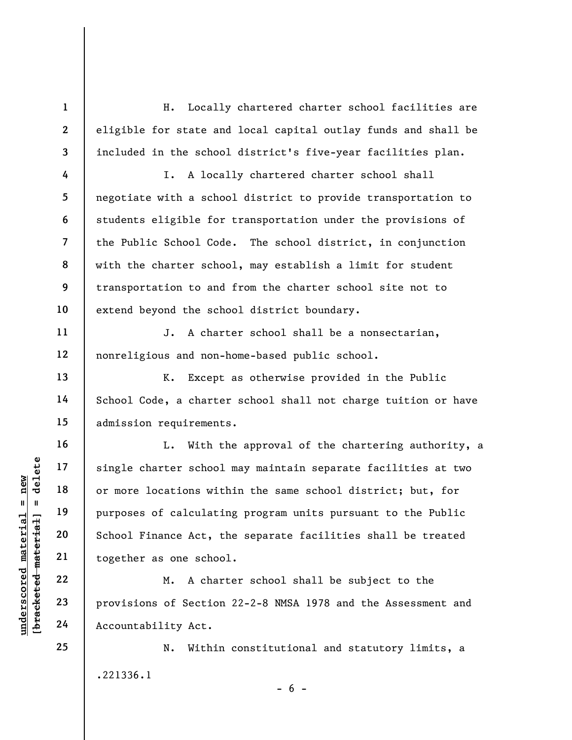H. Locally chartered charter school facilities are eligible for state and local capital outlay funds and shall be included in the school district's five-year facilities plan.

I. A locally chartered charter school shall negotiate with a school district to provide transportation to students eligible for transportation under the provisions of the Public School Code. The school district, in conjunction with the charter school, may establish a limit for student transportation to and from the charter school site not to extend beyond the school district boundary.

J. A charter school shall be a nonsectarian, nonreligious and non-home-based public school.

K. Except as otherwise provided in the Public School Code, a charter school shall not charge tuition or have admission requirements.

L. With the approval of the chartering authority, a single charter school may maintain separate facilities at two or more locations within the same school district; but, for purposes of calculating program units pursuant to the Public School Finance Act, the separate facilities shall be treated together as one school.

M. A charter school shall be subject to the provisions of Section 22-2-8 NMSA 1978 and the Assessment and Accountability Act.

N. Within constitutional and statutory limits, a

.221336.1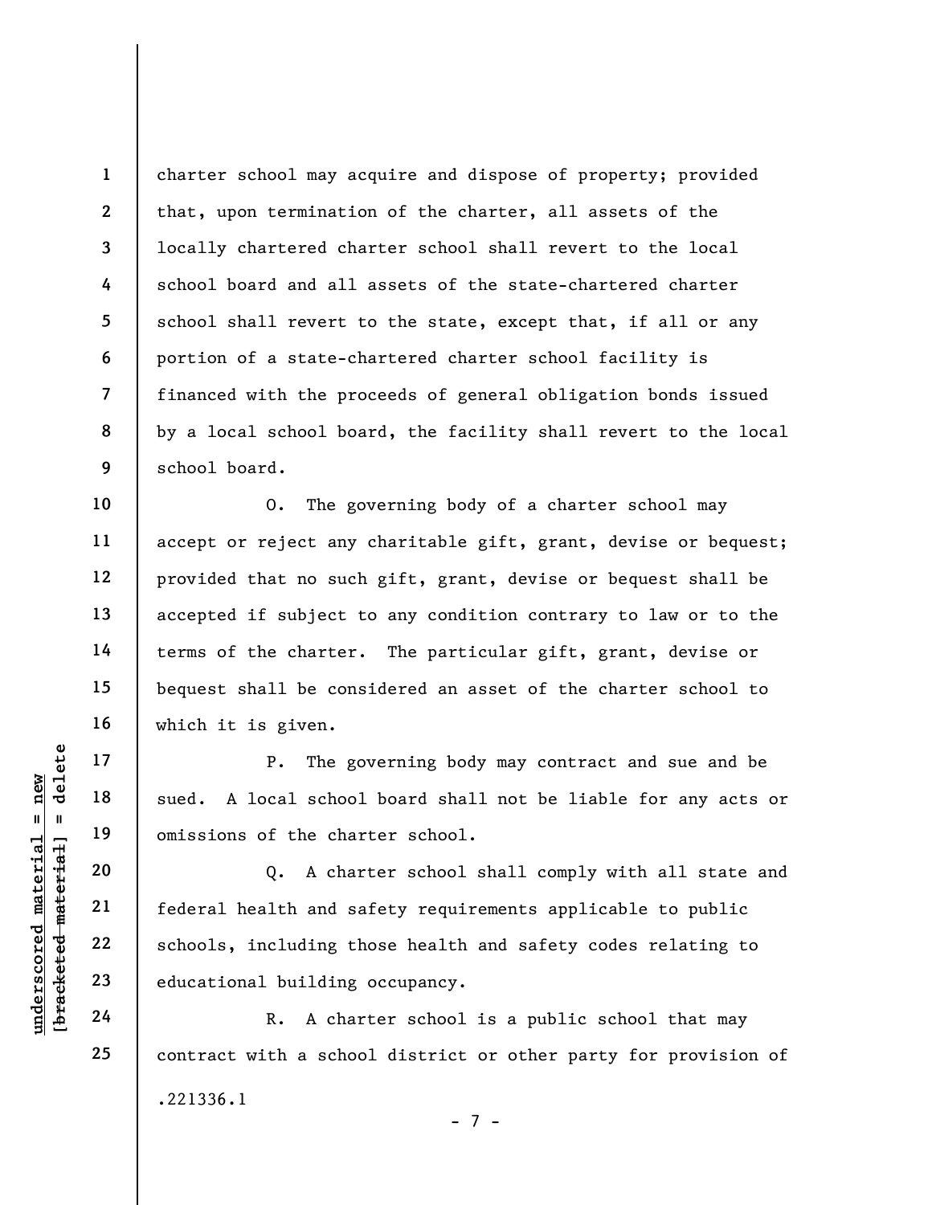charter school may acquire and dispose of property; provided that, upon termination of the charter, all assets of the locally chartered charter school shall revert to the local school board and all assets of the state-chartered charter school shall revert to the state, except that, if all or any portion of a state-chartered charter school facility is financed with the proceeds of general obligation bonds issued by a local school board, the facility shall revert to the local school board.

O. The governing body of a charter school may accept or reject any charitable gift, grant, devise or bequest; provided that no such gift, grant, devise or bequest shall be accepted if subject to any condition contrary to law or to the terms of the charter. The particular gift, grant, devise or bequest shall be considered an asset of the charter school to which it is given.

P. The governing body may contract and sue and be sued. A local school board shall not be liable for any acts or omissions of the charter school.

Q. A charter school shall comply with all state and federal health and safety requirements applicable to public schools, including those health and safety codes relating to educational building occupancy.

R. A charter school is a public school that may contract with a school district or other party for provision of

.221336.1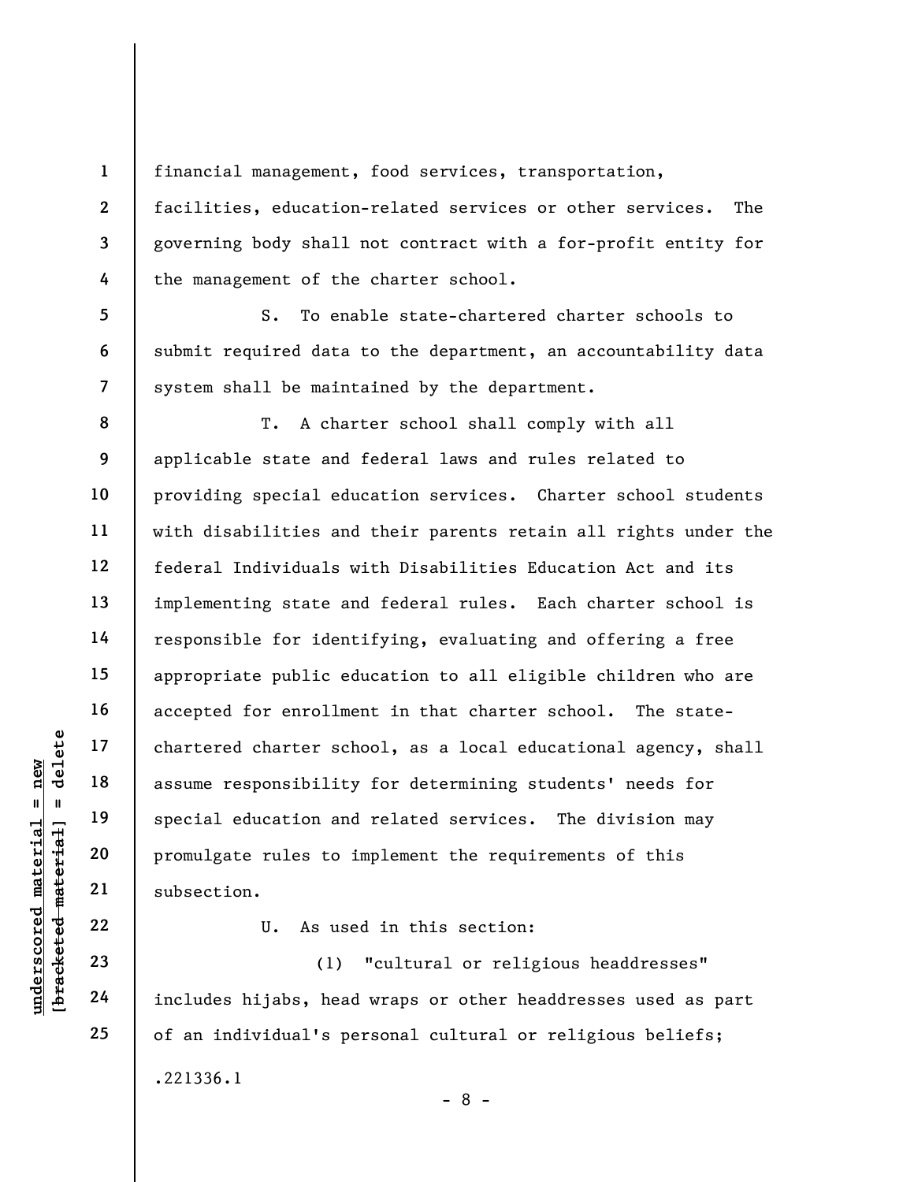financial management, food services, transportation, facilities, education-related services or other services. The governing body shall not contract with a for-profit entity for the management of the charter school.

S. To enable state-chartered charter schools to submit required data to the department, an accountability data system shall be maintained by the department.

T. A charter school shall comply with all applicable state and federal laws and rules related to providing special education services. Charter school students with disabilities and their parents retain all rights under the federal Individuals with Disabilities Education Act and its implementing state and federal rules. Each charter school is responsible for identifying, evaluating and offering a free appropriate public education to all eligible children who are accepted for enrollment in that charter school. The state-chartered charter school, as a local educational agency, shall assume responsibility for determining students' needs for special education and related services. The division may promulgate rules to implement the requirements of this subsection.

U. As used in this section:

(1) "cultural or religious headdresses" includes hijabs, head wraps or other headdresses used as part of an individual's personal cultural or religious beliefs;

.221336.1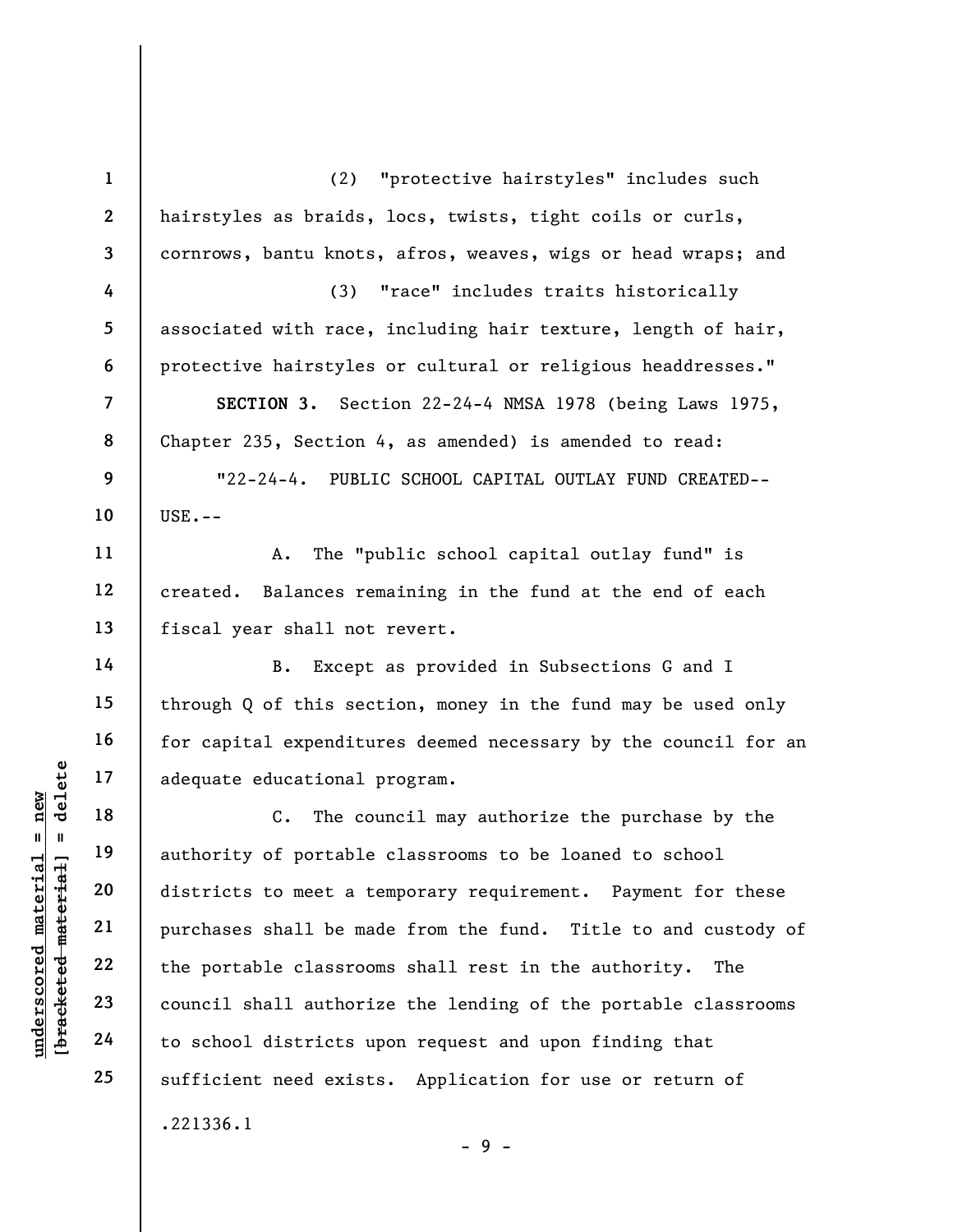(2) "protective hairstyles" includes such hairstyles as braids, locs, twists, tight coils or curls, cornrows, bantu knots, afros, weaves, wigs or head wraps; and

(3) "race" includes traits historically associated with race, including hair texture, length of hair, protective hairstyles or cultural or religious headdresses."

**SECTION 3.** Section 22-24-4 NMSA 1978 (being Laws 1975, Chapter 235, Section 4, as amended) is amended to read:

"22-24-4. PUBLIC SCHOOL CAPITAL OUTLAY FUND CREATED--USE.--

A. The "public school capital outlay fund" is created. Balances remaining in the fund at the end of each fiscal year shall not revert.

B. Except as provided in Subsections G and I through Q of this section, money in the fund may be used only for capital expenditures deemed necessary by the council for an adequate educational program.

C. The council may authorize the purchase by the authority of portable classrooms to be loaned to school districts to meet a temporary requirement. Payment for these purchases shall be made from the fund. Title to and custody of the portable classrooms shall rest in the authority. The council shall authorize the lending of the portable classrooms to school districts upon request and upon finding that sufficient need exists. Application for use or return of

.221336.1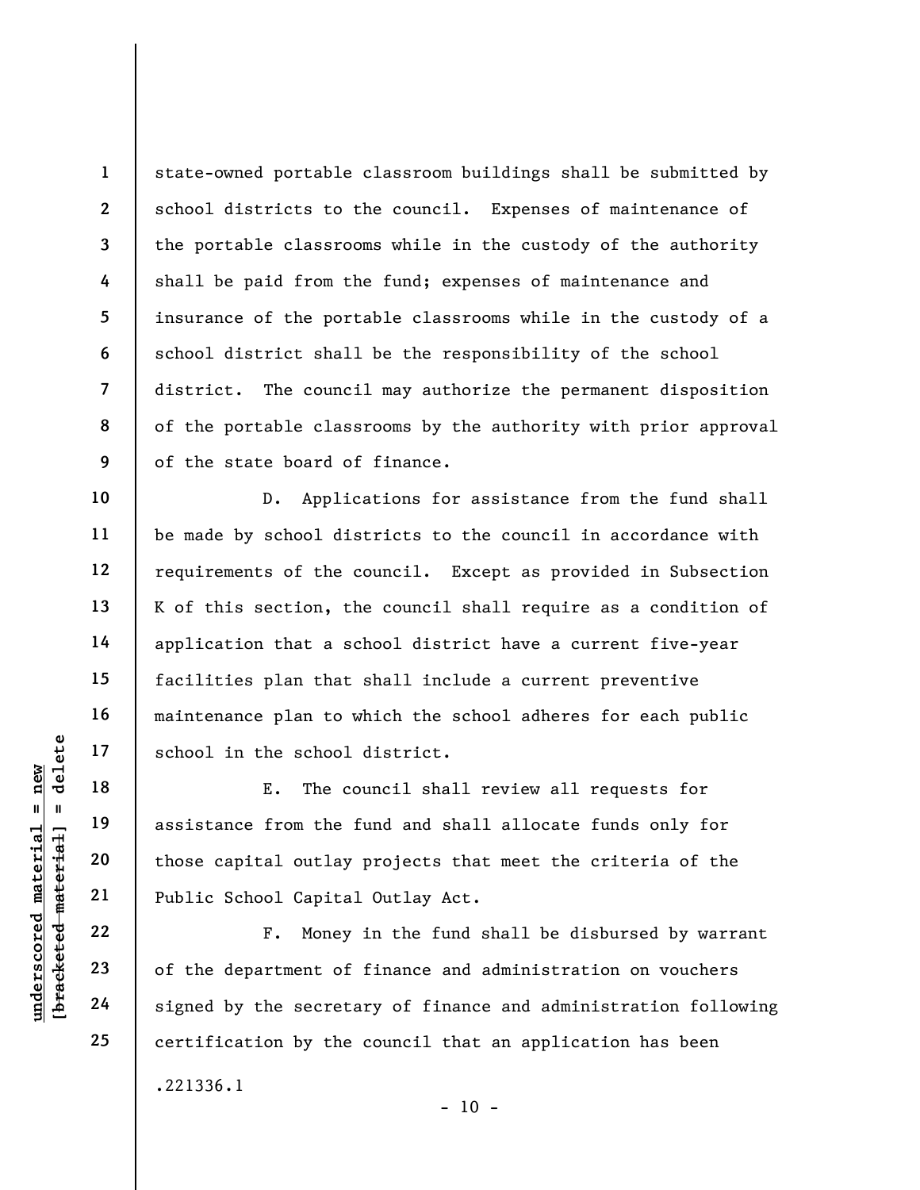state-owned portable classroom buildings shall be submitted by school districts to the council. Expenses of maintenance of the portable classrooms while in the custody of the authority shall be paid from the fund; expenses of maintenance and insurance of the portable classrooms while in the custody of a school district shall be the responsibility of the school district. The council may authorize the permanent disposition of the portable classrooms by the authority with prior approval of the state board of finance.

D. Applications for assistance from the fund shall be made by school districts to the council in accordance with requirements of the council. Except as provided in Subsection K of this section, the council shall require as a condition of application that a school district have a current five-year facilities plan that shall include a current preventive maintenance plan to which the school adheres for each public school in the school district.

E. The council shall review all requests for assistance from the fund and shall allocate funds only for those capital outlay projects that meet the criteria of the Public School Capital Outlay Act.

F. Money in the fund shall be disbursed by warrant of the department of finance and administration on vouchers signed by the secretary of finance and administration following certification by the council that an application has been

.221336.1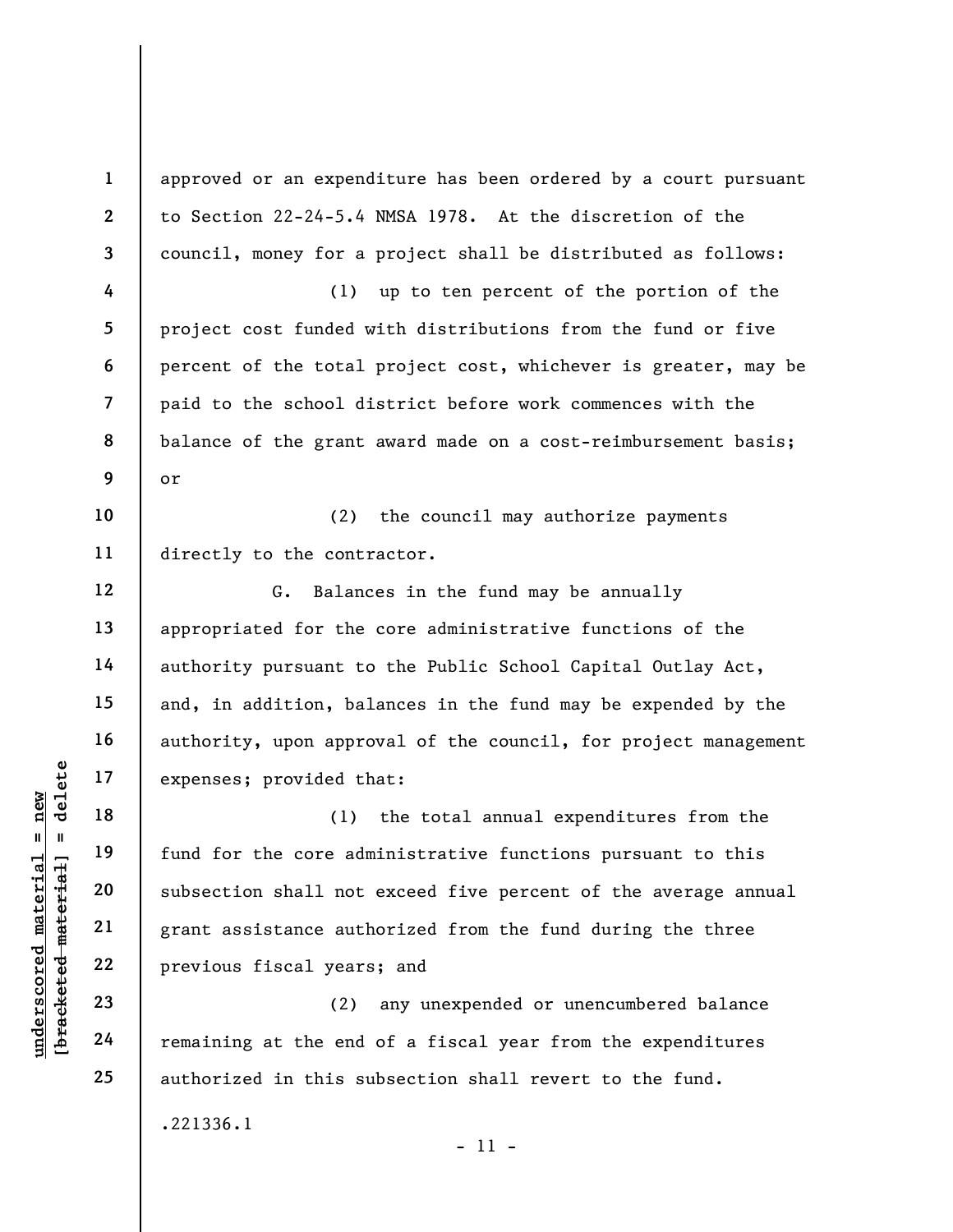approved or an expenditure has been ordered by a court pursuant to Section 22-24-5.4 NMSA 1978. At the discretion of the council, money for a project shall be distributed as follows:

(1) up to ten percent of the portion of the project cost funded with distributions from the fund or five percent of the total project cost, whichever is greater, may be paid to the school district before work commences with the balance of the grant award made on a cost-reimbursement basis; or

(2) the council may authorize payments directly to the contractor.

G. Balances in the fund may be annually appropriated for the core administrative functions of the authority pursuant to the Public School Capital Outlay Act, and, in addition, balances in the fund may be expended by the authority, upon approval of the council, for project management expenses; provided that:

(1) the total annual expenditures from the fund for the core administrative functions pursuant to this subsection shall not exceed five percent of the average annual grant assistance authorized from the fund during the three previous fiscal years; and

(2) any unexpended or unencumbered balance remaining at the end of a fiscal year from the expenditures authorized in this subsection shall revert to the fund.

.221336.1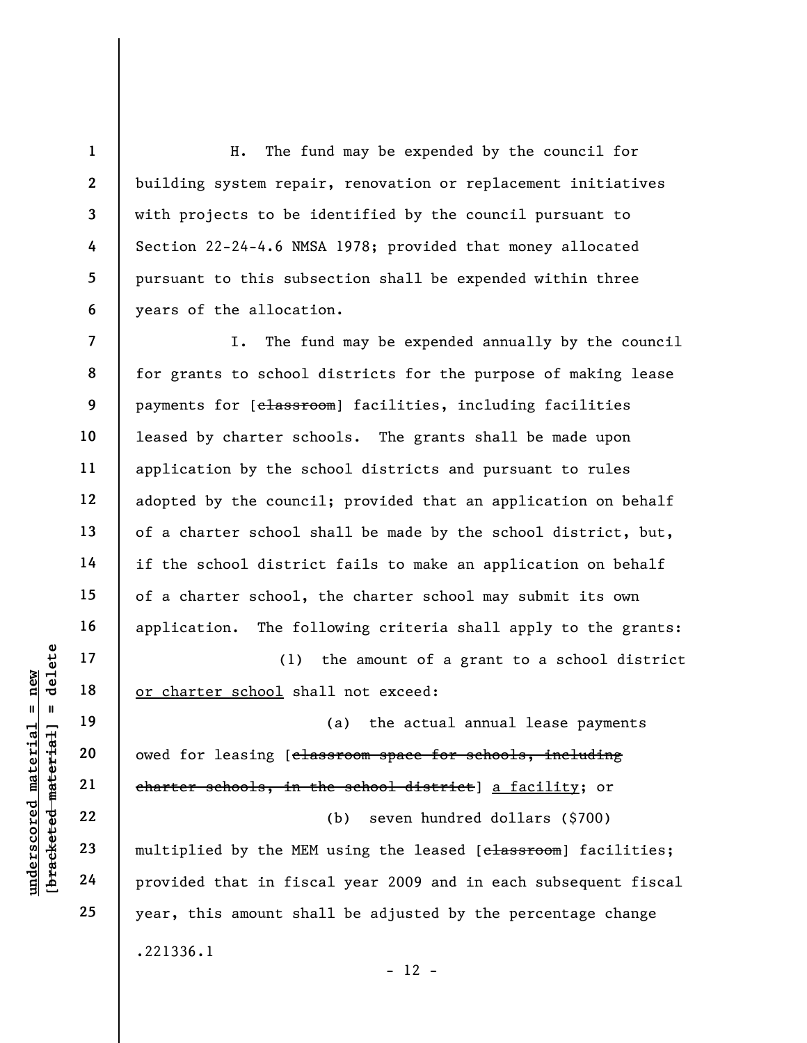H. The fund may be expended by the council for building system repair, renovation or replacement initiatives with projects to be identified by the council pursuant to Section 22-24-4.6 NMSA 1978; provided that money allocated pursuant to this subsection shall be expended within three years of the allocation.

I. The fund may be expended annually by the council for grants to school districts for the purpose of making lease payments for [~~classroom~~] facilities, including facilities leased by charter schools. The grants shall be made upon application by the school districts and pursuant to rules adopted by the council; provided that an application on behalf of a charter school shall be made by the school district, but, if the school district fails to make an application on behalf of a charter school, the charter school may submit its own application. The following criteria shall apply to the grants:

(1) the amount of a grant to a school district <u>or charter school</u> shall not exceed:

(a) the actual annual lease payments owed for leasing [~~classroom space for schools, including charter schools, in the school district~~] <u>a facility</u>; or

(b) seven hundred dollars ($700) multiplied by the MEM using the leased [~~classroom~~] facilities; provided that in fiscal year 2009 and in each subsequent fiscal year, this amount shall be adjusted by the percentage change

.221336.1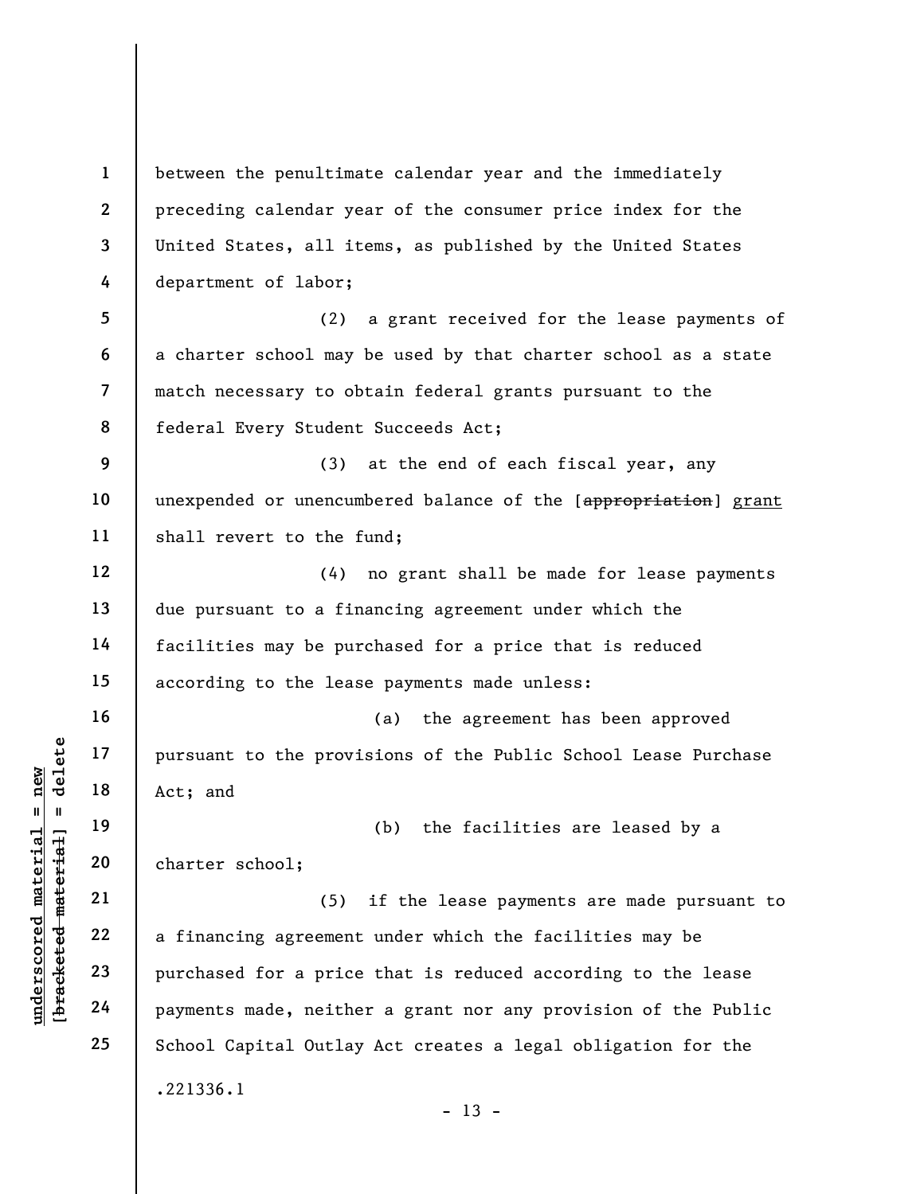between the penultimate calendar year and the immediately preceding calendar year of the consumer price index for the United States, all items, as published by the United States department of labor;

(2) a grant received for the lease payments of a charter school may be used by that charter school as a state match necessary to obtain federal grants pursuant to the federal Every Student Succeeds Act;

(3) at the end of each fiscal year, any unexpended or unencumbered balance of the [~~appropriation~~] <u>grant</u> shall revert to the fund;

(4) no grant shall be made for lease payments due pursuant to a financing agreement under which the facilities may be purchased for a price that is reduced according to the lease payments made unless:

(a) the agreement has been approved pursuant to the provisions of the Public School Lease Purchase Act; and

(b) the facilities are leased by a charter school;

(5) if the lease payments are made pursuant to a financing agreement under which the facilities may be purchased for a price that is reduced according to the lease payments made, neither a grant nor any provision of the Public School Capital Outlay Act creates a legal obligation for the

.221336.1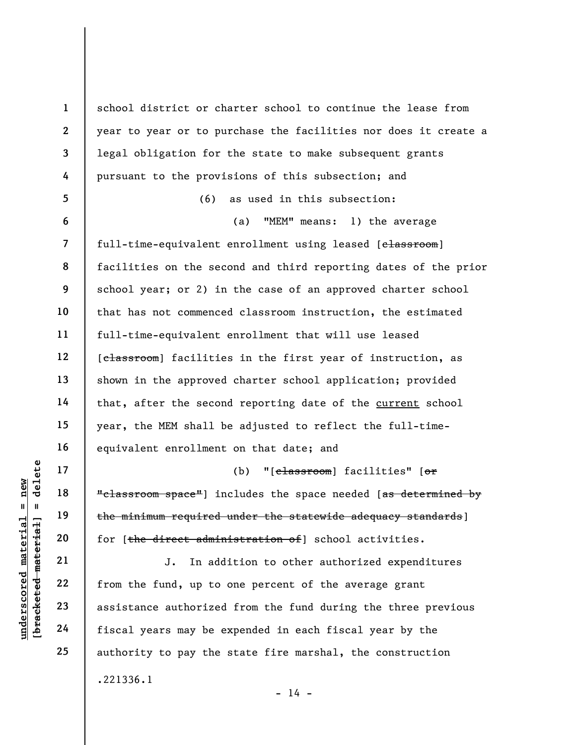school district or charter school to continue the lease from year to year or to purchase the facilities nor does it create a legal obligation for the state to make subsequent grants pursuant to the provisions of this subsection; and

(6) as used in this subsection:

(a) "MEM" means: 1) the average full-time-equivalent enrollment using leased [~~classroom~~] facilities on the second and third reporting dates of the prior school year; or 2) in the case of an approved charter school that has not commenced classroom instruction, the estimated full-time-equivalent enrollment that will use leased [~~classroom~~] facilities in the first year of instruction, as shown in the approved charter school application; provided that, after the second reporting date of the <u>current</u> school year, the MEM shall be adjusted to reflect the full-time-equivalent enrollment on that date; and

(b) "[~~classroom~~] facilities" [~~or "classroom space"~~] includes the space needed [~~as determined by the minimum required under the statewide adequacy standards~~] for [~~the direct administration of~~] school activities.

J. In addition to other authorized expenditures from the fund, up to one percent of the average grant assistance authorized from the fund during the three previous fiscal years may be expended in each fiscal year by the authority to pay the state fire marshal, the construction

.221336.1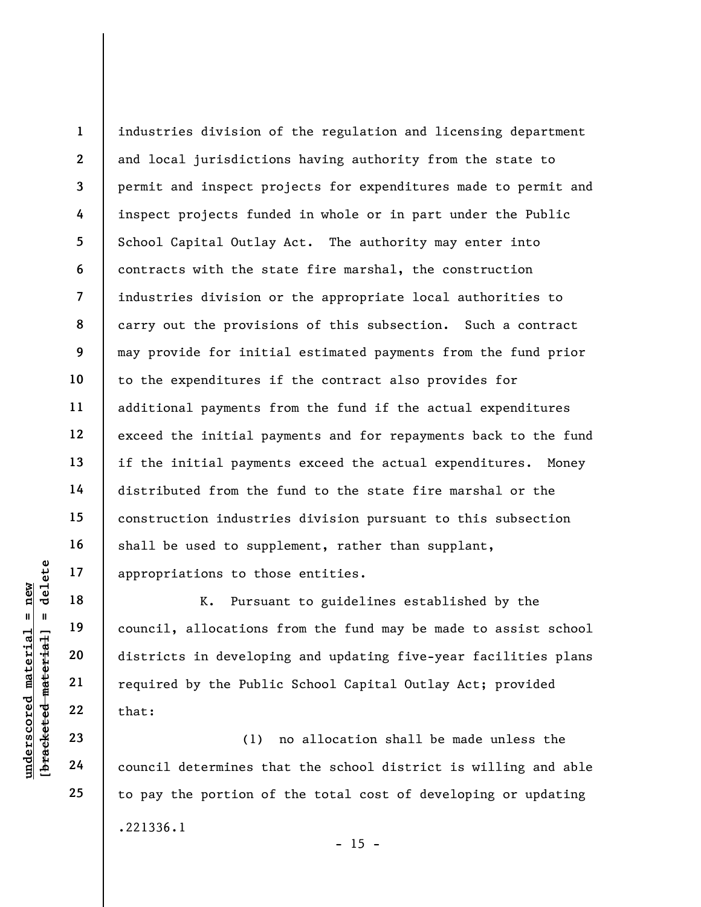industries division of the regulation and licensing department and local jurisdictions having authority from the state to permit and inspect projects for expenditures made to permit and inspect projects funded in whole or in part under the Public School Capital Outlay Act. The authority may enter into contracts with the state fire marshal, the construction industries division or the appropriate local authorities to carry out the provisions of this subsection. Such a contract may provide for initial estimated payments from the fund prior to the expenditures if the contract also provides for additional payments from the fund if the actual expenditures exceed the initial payments and for repayments back to the fund if the initial payments exceed the actual expenditures. Money distributed from the fund to the state fire marshal or the construction industries division pursuant to this subsection shall be used to supplement, rather than supplant, appropriations to those entities.

K. Pursuant to guidelines established by the council, allocations from the fund may be made to assist school districts in developing and updating five-year facilities plans required by the Public School Capital Outlay Act; provided that:

(1) no allocation shall be made unless the council determines that the school district is willing and able to pay the portion of the total cost of developing or updating

.221336.1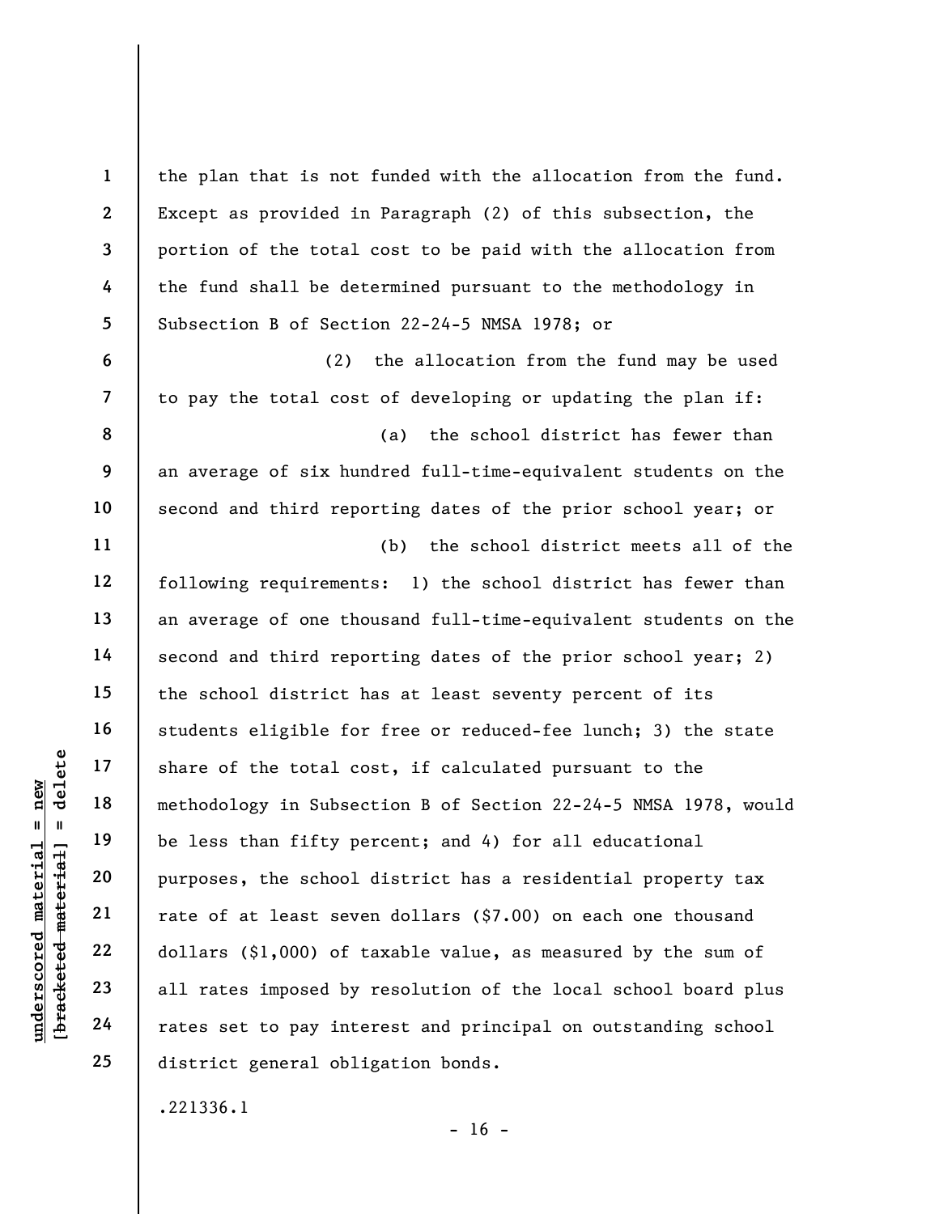the plan that is not funded with the allocation from the fund. Except as provided in Paragraph (2) of this subsection, the portion of the total cost to be paid with the allocation from the fund shall be determined pursuant to the methodology in Subsection B of Section 22-24-5 NMSA 1978; or

(2) the allocation from the fund may be used to pay the total cost of developing or updating the plan if:

(a) the school district has fewer than an average of six hundred full-time-equivalent students on the second and third reporting dates of the prior school year; or

(b) the school district meets all of the following requirements: 1) the school district has fewer than an average of one thousand full-time-equivalent students on the second and third reporting dates of the prior school year; 2) the school district has at least seventy percent of its students eligible for free or reduced-fee lunch; 3) the state share of the total cost, if calculated pursuant to the methodology in Subsection B of Section 22-24-5 NMSA 1978, would be less than fifty percent; and 4) for all educational purposes, the school district has a residential property tax rate of at least seven dollars ($7.00) on each one thousand dollars ($1,000) of taxable value, as measured by the sum of all rates imposed by resolution of the local school board plus rates set to pay interest and principal on outstanding school district general obligation bonds.

.221336.1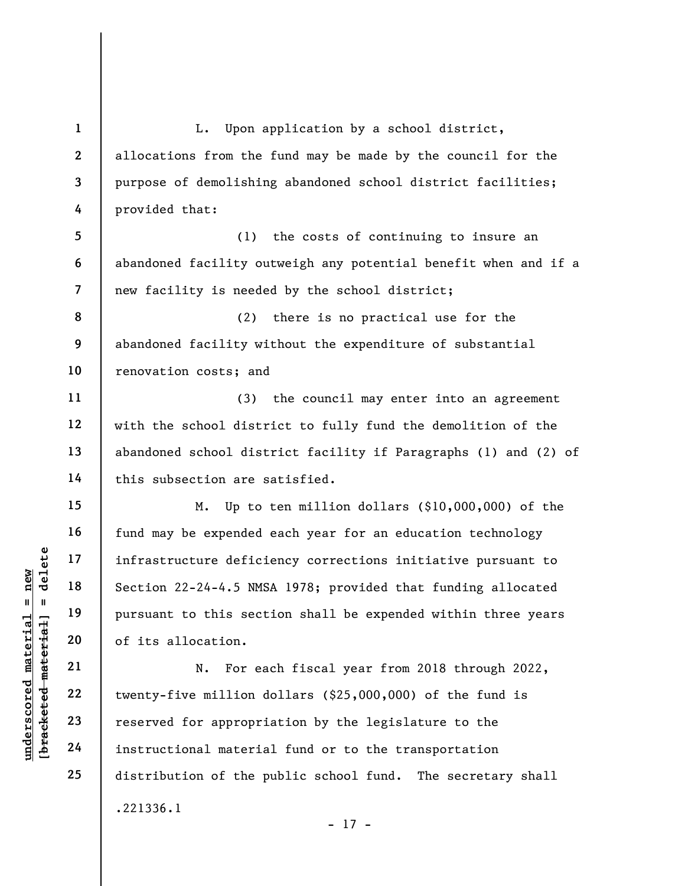L. Upon application by a school district, allocations from the fund may be made by the council for the purpose of demolishing abandoned school district facilities; provided that:

(1) the costs of continuing to insure an abandoned facility outweigh any potential benefit when and if a new facility is needed by the school district;

(2) there is no practical use for the abandoned facility without the expenditure of substantial renovation costs; and

(3) the council may enter into an agreement with the school district to fully fund the demolition of the abandoned school district facility if Paragraphs (1) and (2) of this subsection are satisfied.

M. Up to ten million dollars ($10,000,000) of the fund may be expended each year for an education technology infrastructure deficiency corrections initiative pursuant to Section 22-24-4.5 NMSA 1978; provided that funding allocated pursuant to this section shall be expended within three years of its allocation.

N. For each fiscal year from 2018 through 2022, twenty-five million dollars ($25,000,000) of the fund is reserved for appropriation by the legislature to the instructional material fund or to the transportation distribution of the public school fund. The secretary shall

.221336.1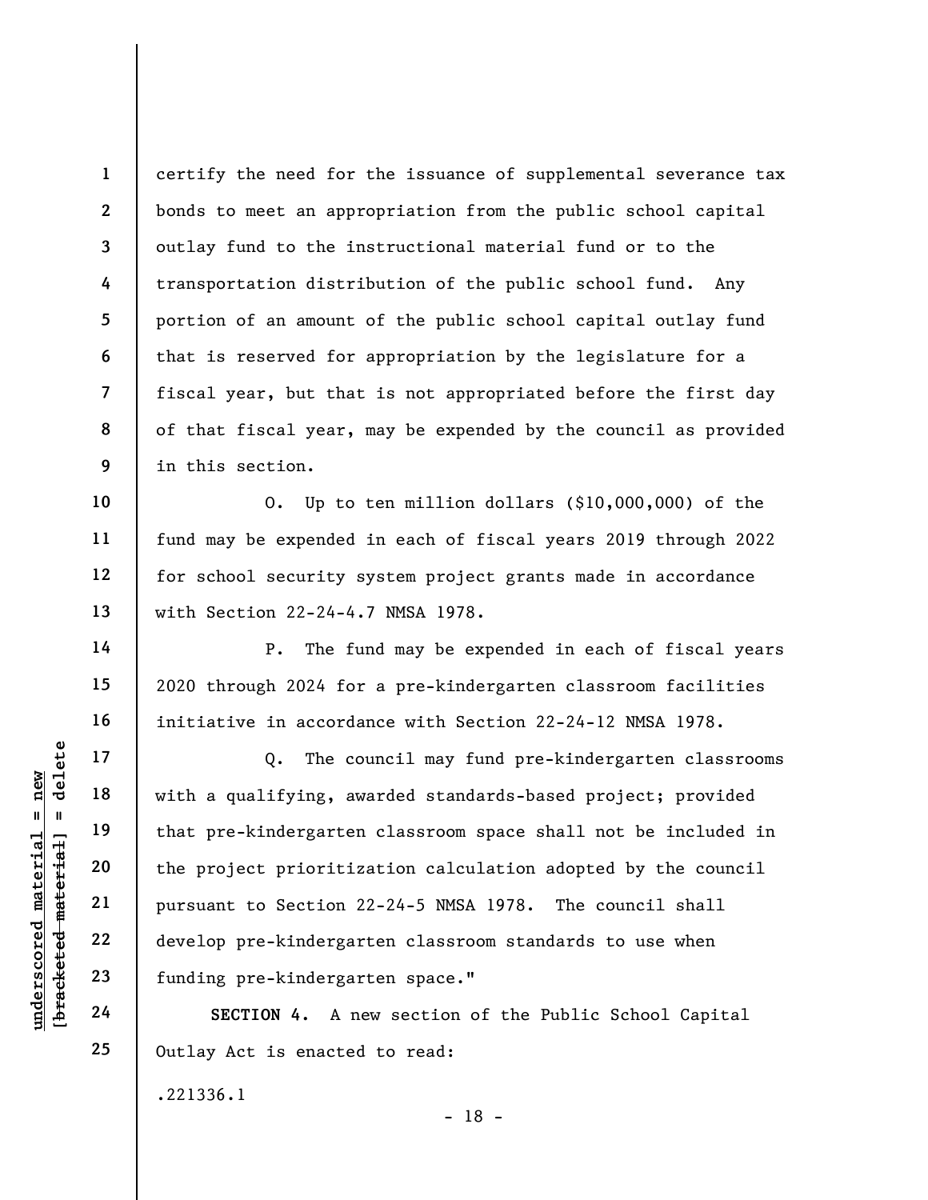certify the need for the issuance of supplemental severance tax bonds to meet an appropriation from the public school capital outlay fund to the instructional material fund or to the transportation distribution of the public school fund. Any portion of an amount of the public school capital outlay fund that is reserved for appropriation by the legislature for a fiscal year, but that is not appropriated before the first day of that fiscal year, may be expended by the council as provided in this section.

O. Up to ten million dollars ($10,000,000) of the fund may be expended in each of fiscal years 2019 through 2022 for school security system project grants made in accordance with Section 22-24-4.7 NMSA 1978.

P. The fund may be expended in each of fiscal years 2020 through 2024 for a pre-kindergarten classroom facilities initiative in accordance with Section 22-24-12 NMSA 1978.

Q. The council may fund pre-kindergarten classrooms with a qualifying, awarded standards-based project; provided that pre-kindergarten classroom space shall not be included in the project prioritization calculation adopted by the council pursuant to Section 22-24-5 NMSA 1978. The council shall develop pre-kindergarten classroom standards to use when funding pre-kindergarten space."

**SECTION 4.** A new section of the Public School Capital Outlay Act is enacted to read:

.221336.1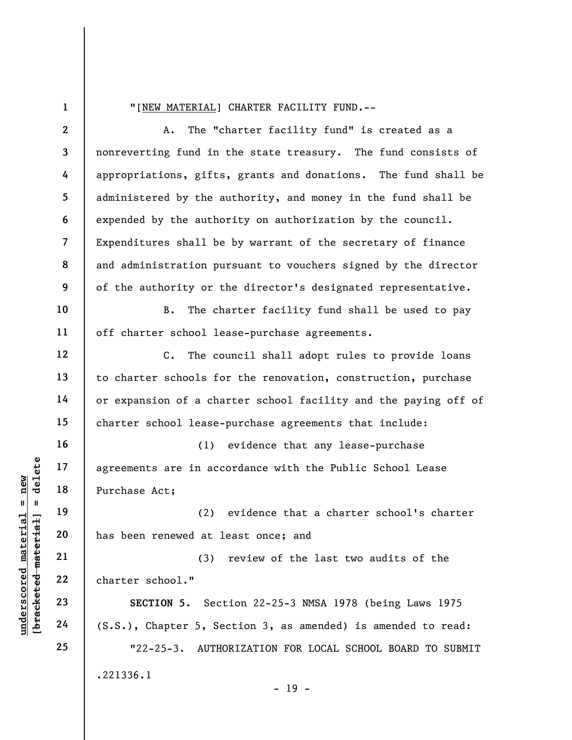"[NEW MATERIAL] CHARTER FACILITY FUND.--

A. The "charter facility fund" is created as a nonreverting fund in the state treasury. The fund consists of appropriations, gifts, grants and donations. The fund shall be administered by the authority, and money in the fund shall be expended by the authority on authorization by the council. Expenditures shall be by warrant of the secretary of finance and administration pursuant to vouchers signed by the director of the authority or the director's designated representative.

B. The charter facility fund shall be used to pay off charter school lease-purchase agreements.

C. The council shall adopt rules to provide loans to charter schools for the renovation, construction, purchase or expansion of a charter school facility and the paying off of charter school lease-purchase agreements that include:

(1) evidence that any lease-purchase agreements are in accordance with the Public School Lease Purchase Act;

(2) evidence that a charter school's charter has been renewed at least once; and

(3) review of the last two audits of the charter school."

**SECTION 5.** Section 22-25-3 NMSA 1978 (being Laws 1975 (S.S.), Chapter 5, Section 3, as amended) is amended to read:

"22-25-3. AUTHORIZATION FOR LOCAL SCHOOL BOARD TO SUBMIT

.221336.1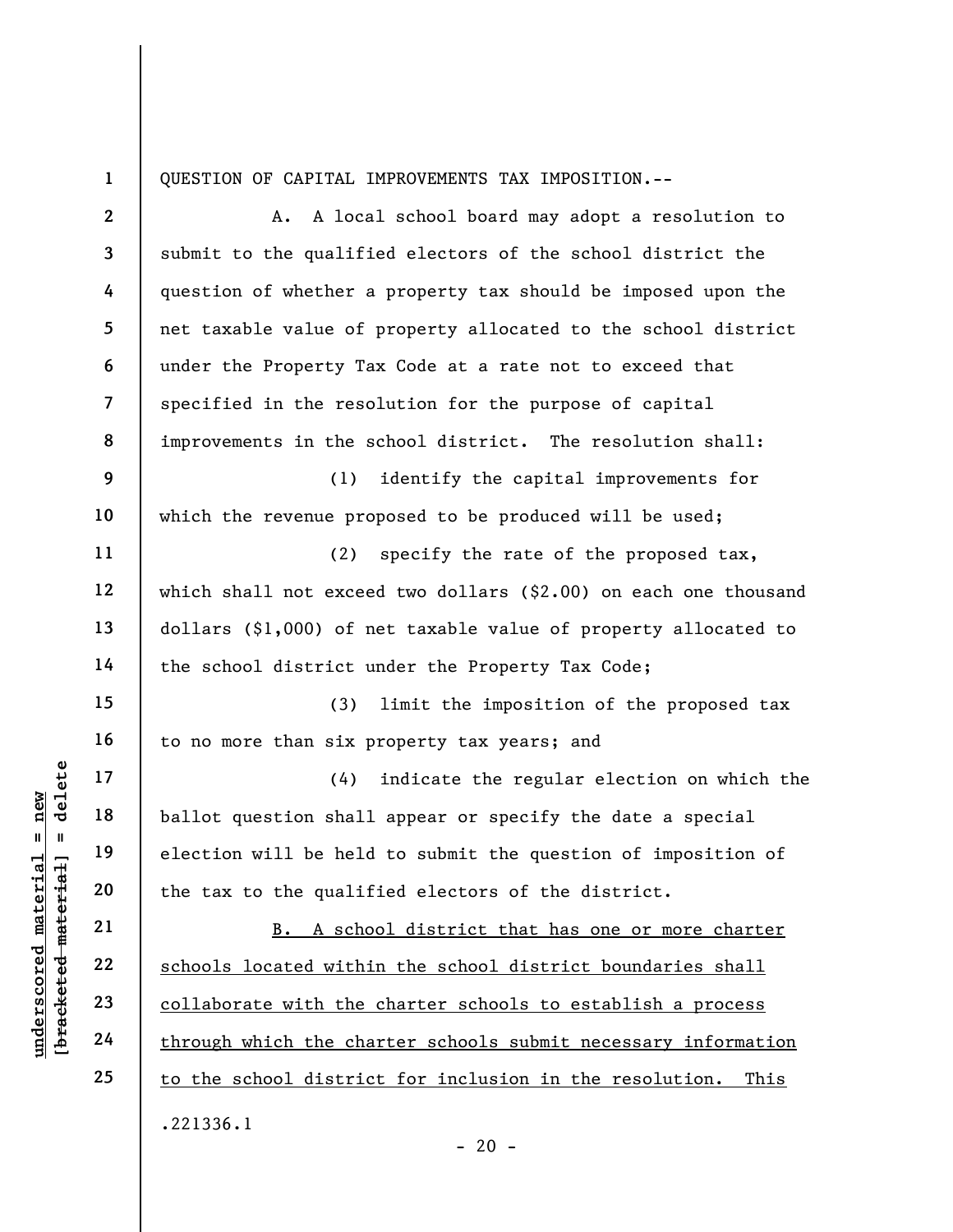QUESTION OF CAPITAL IMPROVEMENTS TAX IMPOSITION.--

A. A local school board may adopt a resolution to submit to the qualified electors of the school district the question of whether a property tax should be imposed upon the net taxable value of property allocated to the school district under the Property Tax Code at a rate not to exceed that specified in the resolution for the purpose of capital improvements in the school district. The resolution shall:

(1) identify the capital improvements for which the revenue proposed to be produced will be used;

(2) specify the rate of the proposed tax, which shall not exceed two dollars ($2.00) on each one thousand dollars ($1,000) of net taxable value of property allocated to the school district under the Property Tax Code;

(3) limit the imposition of the proposed tax to no more than six property tax years; and

(4) indicate the regular election on which the ballot question shall appear or specify the date a special election will be held to submit the question of imposition of the tax to the qualified electors of the district.

<u>B. A school district that has one or more charter schools located within the school district boundaries shall collaborate with the charter schools to establish a process through which the charter schools submit necessary information to the school district for inclusion in the resolution. This</u>

.221336.1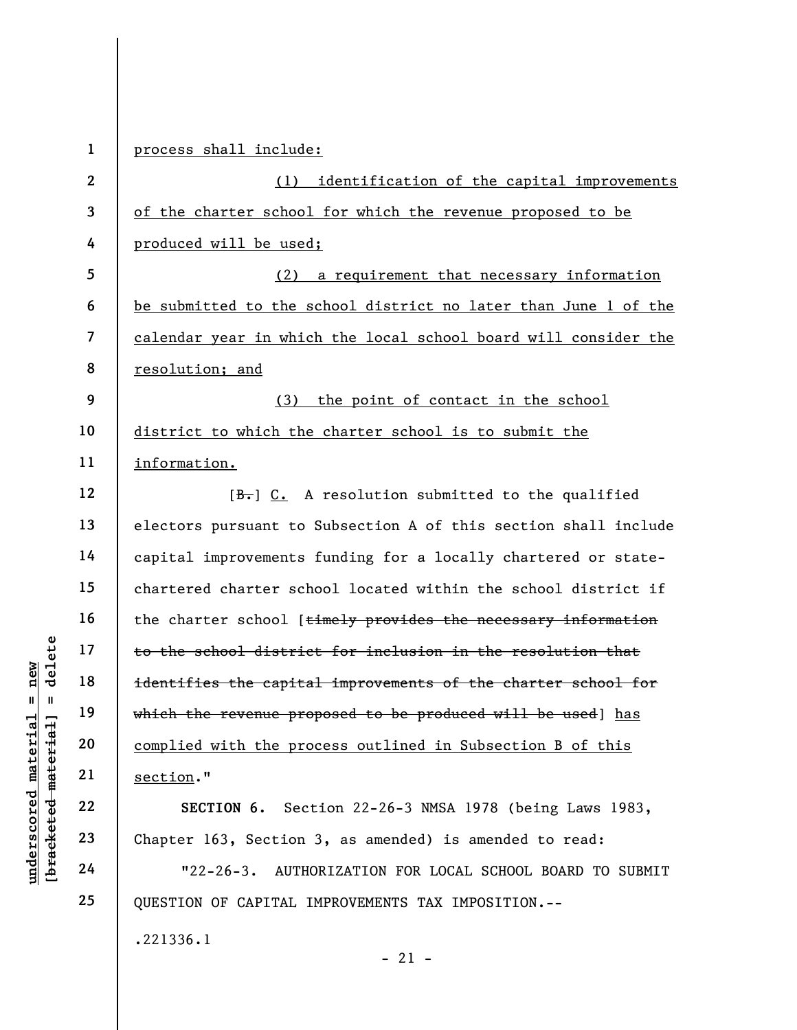process shall include:

(1) identification of the capital improvements of the charter school for which the revenue proposed to be produced will be used;

(2) a requirement that necessary information be submitted to the school district no later than June 1 of the calendar year in which the local school board will consider the resolution; and

(3) the point of contact in the school district to which the charter school is to submit the information.

[~~B.~~] C. A resolution submitted to the qualified electors pursuant to Subsection A of this section shall include capital improvements funding for a locally chartered or state-chartered charter school located within the school district if the charter school [~~timely provides the necessary information to the school district for inclusion in the resolution that identifies the capital improvements of the charter school for which the revenue proposed to be produced will be used~~] has complied with the process outlined in Subsection B of this section."

**SECTION 6.** Section 22-26-3 NMSA 1978 (being Laws 1983, Chapter 163, Section 3, as amended) is amended to read:

"22-26-3. AUTHORIZATION FOR LOCAL SCHOOL BOARD TO SUBMIT QUESTION OF CAPITAL IMPROVEMENTS TAX IMPOSITION.--

.221336.1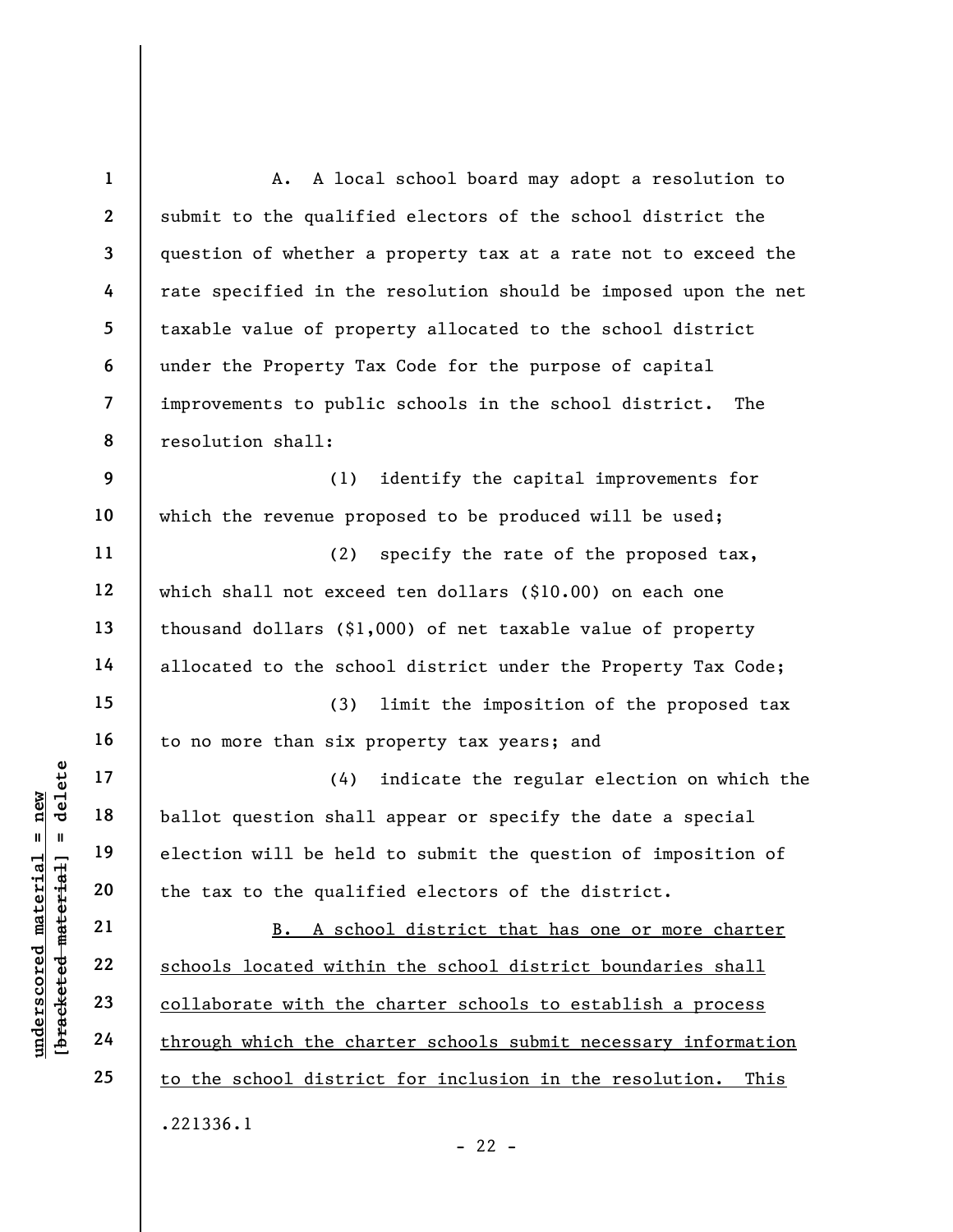A. A local school board may adopt a resolution to submit to the qualified electors of the school district the question of whether a property tax at a rate not to exceed the rate specified in the resolution should be imposed upon the net taxable value of property allocated to the school district under the Property Tax Code for the purpose of capital improvements to public schools in the school district. The resolution shall:

(1) identify the capital improvements for which the revenue proposed to be produced will be used;

(2) specify the rate of the proposed tax, which shall not exceed ten dollars ($10.00) on each one thousand dollars ($1,000) of net taxable value of property allocated to the school district under the Property Tax Code;

(3) limit the imposition of the proposed tax to no more than six property tax years; and

(4) indicate the regular election on which the ballot question shall appear or specify the date a special election will be held to submit the question of imposition of the tax to the qualified electors of the district.

<u>B. A school district that has one or more charter schools located within the school district boundaries shall collaborate with the charter schools to establish a process through which the charter schools submit necessary information to the school district for inclusion in the resolution. This</u>

.221336.1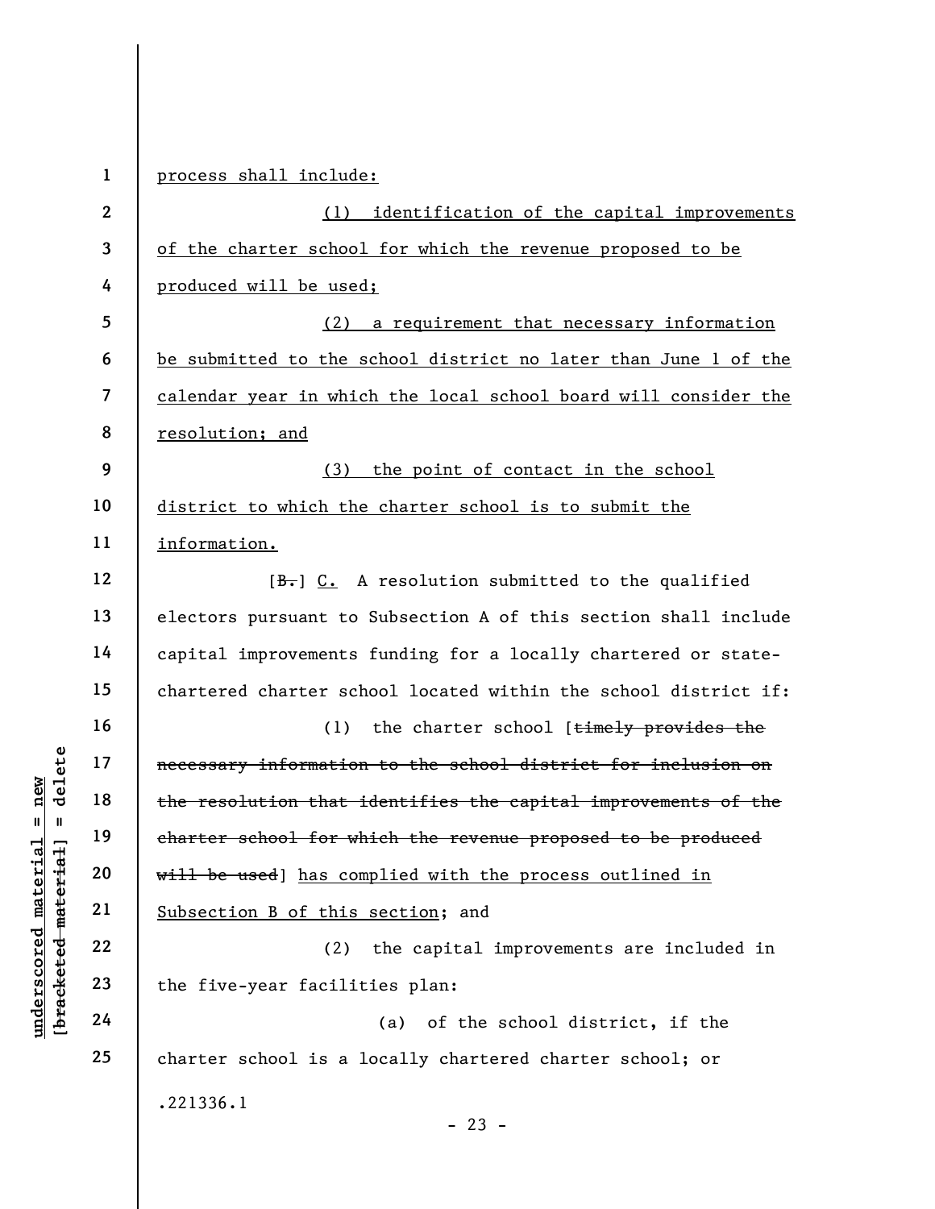process shall include:

(1) identification of the capital improvements of the charter school for which the revenue proposed to be produced will be used;

(2) a requirement that necessary information be submitted to the school district no later than June 1 of the calendar year in which the local school board will consider the resolution; and

(3) the point of contact in the school district to which the charter school is to submit the information.

[B.] C. A resolution submitted to the qualified electors pursuant to Subsection A of this section shall include capital improvements funding for a locally chartered or state-chartered charter school located within the school district if:

(1) the charter school [timely provides the necessary information to the school district for inclusion on the resolution that identifies the capital improvements of the charter school for which the revenue proposed to be produced will be used] has complied with the process outlined in Subsection B of this section; and

(2) the capital improvements are included in the five-year facilities plan:

(a) of the school district, if the charter school is a locally chartered charter school; or

.221336.1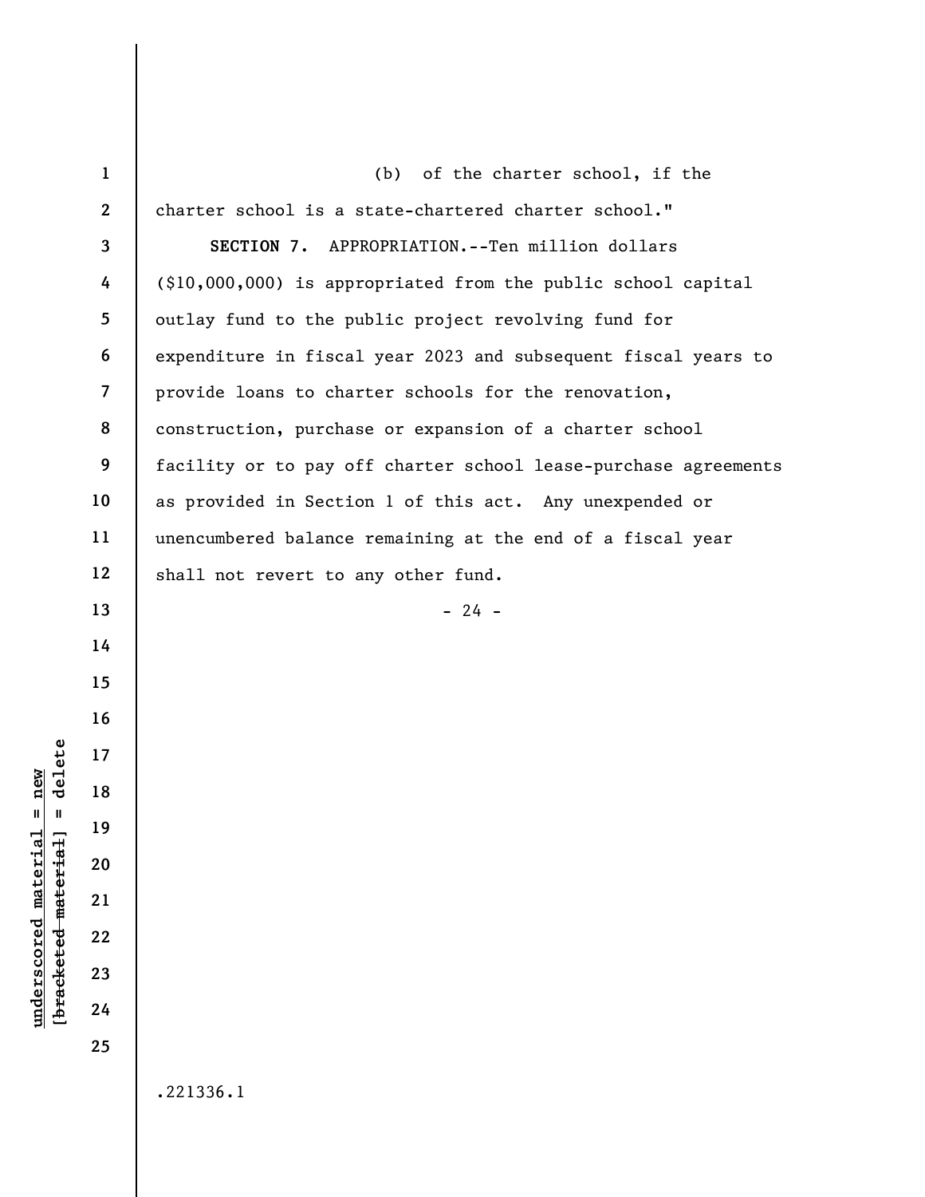(b) of the charter school, if the charter school is a state-chartered charter school."

**SECTION 7.** APPROPRIATION.--Ten million dollars ($10,000,000) is appropriated from the public school capital outlay fund to the public project revolving fund for expenditure in fiscal year 2023 and subsequent fiscal years to provide loans to charter schools for the renovation, construction, purchase or expansion of a charter school facility or to pay off charter school lease-purchase agreements as provided in Section 1 of this act. Any unexpended or unencumbered balance remaining at the end of a fiscal year shall not revert to any other fund.

.221336.1